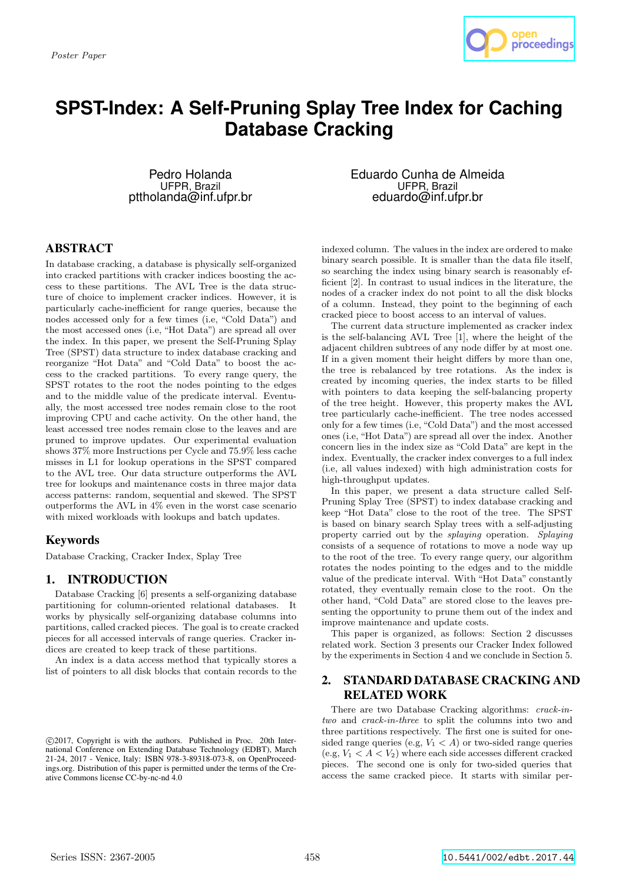Poster Paper

# SPST-Index: A Self-Pruning Splay Tree Index for Caching Database Cracking

Pedro Holanda
UFPR, Brazil
pttholanda@inf.ufpr.br

Eduardo Cunha de Almeida
UFPR, Brazil
eduardo@inf.ufpr.br

## ABSTRACT

In database cracking, a database is physically self-organized into cracked partitions with cracker indices boosting the access to these partitions. The AVL Tree is the data structure of choice to implement cracker indices. However, it is particularly cache-inefficient for range queries, because the nodes accessed only for a few times (i.e, "Cold Data") and the most accessed ones (i.e, "Hot Data") are spread all over the index. In this paper, we present the Self-Pruning Splay Tree (SPST) data structure to index database cracking and reorganize "Hot Data" and "Cold Data" to boost the access to the cracked partitions. To every range query, the SPST rotates to the root the nodes pointing to the edges and to the middle value of the predicate interval. Eventually, the most accessed tree nodes remain close to the root improving CPU and cache activity. On the other hand, the least accessed tree nodes remain close to the leaves and are pruned to improve updates. Our experimental evaluation shows 37% more Instructions per Cycle and 75.9% less cache misses in L1 for lookup operations in the SPST compared to the AVL tree. Our data structure outperforms the AVL tree for lookups and maintenance costs in three major data access patterns: random, sequential and skewed. The SPST outperforms the AVL in 4% even in the worst case scenario with mixed workloads with lookups and batch updates.

## Keywords

Database Cracking, Cracker Index, Splay Tree

## 1. INTRODUCTION

Database Cracking [6] presents a self-organizing database partitioning for column-oriented relational databases. It works by physically self-organizing database columns into partitions, called cracked pieces. The goal is to create cracked pieces for all accessed intervals of range queries. Cracker indices are created to keep track of these partitions.

An index is a data access method that typically stores a list of pointers to all disk blocks that contain records to the indexed column. The values in the index are ordered to make binary search possible. It is smaller than the data file itself, so searching the index using binary search is reasonably efficient [2]. In contrast to usual indices in the literature, the nodes of a cracker index do not point to all the disk blocks of a column. Instead, they point to the beginning of each cracked piece to boost access to an interval of values.

The current data structure implemented as cracker index is the self-balancing AVL Tree [1], where the height of the adjacent children subtrees of any node differ by at most one. If in a given moment their height differs by more than one, the tree is rebalanced by tree rotations. As the index is created by incoming queries, the index starts to be filled with pointers to data keeping the self-balancing property of the tree height. However, this property makes the AVL tree particularly cache-inefficient. The tree nodes accessed only for a few times (i.e, "Cold Data") and the most accessed ones (i.e, "Hot Data") are spread all over the index. Another concern lies in the index size as "Cold Data" are kept in the index. Eventually, the cracker index converges to a full index (i.e, all values indexed) with high administration costs for high-throughput updates.

In this paper, we present a data structure called Self-Pruning Splay Tree (SPST) to index database cracking and keep "Hot Data" close to the root of the tree. The SPST is based on binary search Splay trees with a self-adjusting property carried out by the *splaying* operation. *Splaying* consists of a sequence of rotations to move a node way up to the root of the tree. To every range query, our algorithm rotates the nodes pointing to the edges and to the middle value of the predicate interval. With "Hot Data" constantly rotated, they eventually remain close to the root. On the other hand, "Cold Data" are stored close to the leaves presenting the opportunity to prune them out of the index and improve maintenance and update costs.

This paper is organized, as follows: Section 2 discusses related work. Section 3 presents our Cracker Index followed by the experiments in Section 4 and we conclude in Section 5.

## 2. STANDARD DATABASE CRACKING AND RELATED WORK

There are two Database Cracking algorithms: *crack-in-two* and *crack-in-three* to split the columns into two and three partitions respectively. The first one is suited for one-sided range queries (e.g, $V_1 < A$) or two-sided range queries (e.g, $V_1 < A < V_2$) where each side accesses different cracked pieces. The second one is only for two-sided queries that access the same cracked piece. It starts with similar per-

©2017, Copyright is with the authors. Published in Proc. 20th International Conference on Extending Database Technology (EDBT), March 21-24, 2017 - Venice, Italy: ISBN 978-3-89318-073-8, on OpenProceedings.org. Distribution of this paper is permitted under the terms of the Creative Commons license CC-by-nc-nd 4.0

Series ISSN: 2367-2005 10.5441/002/edbt.2017.44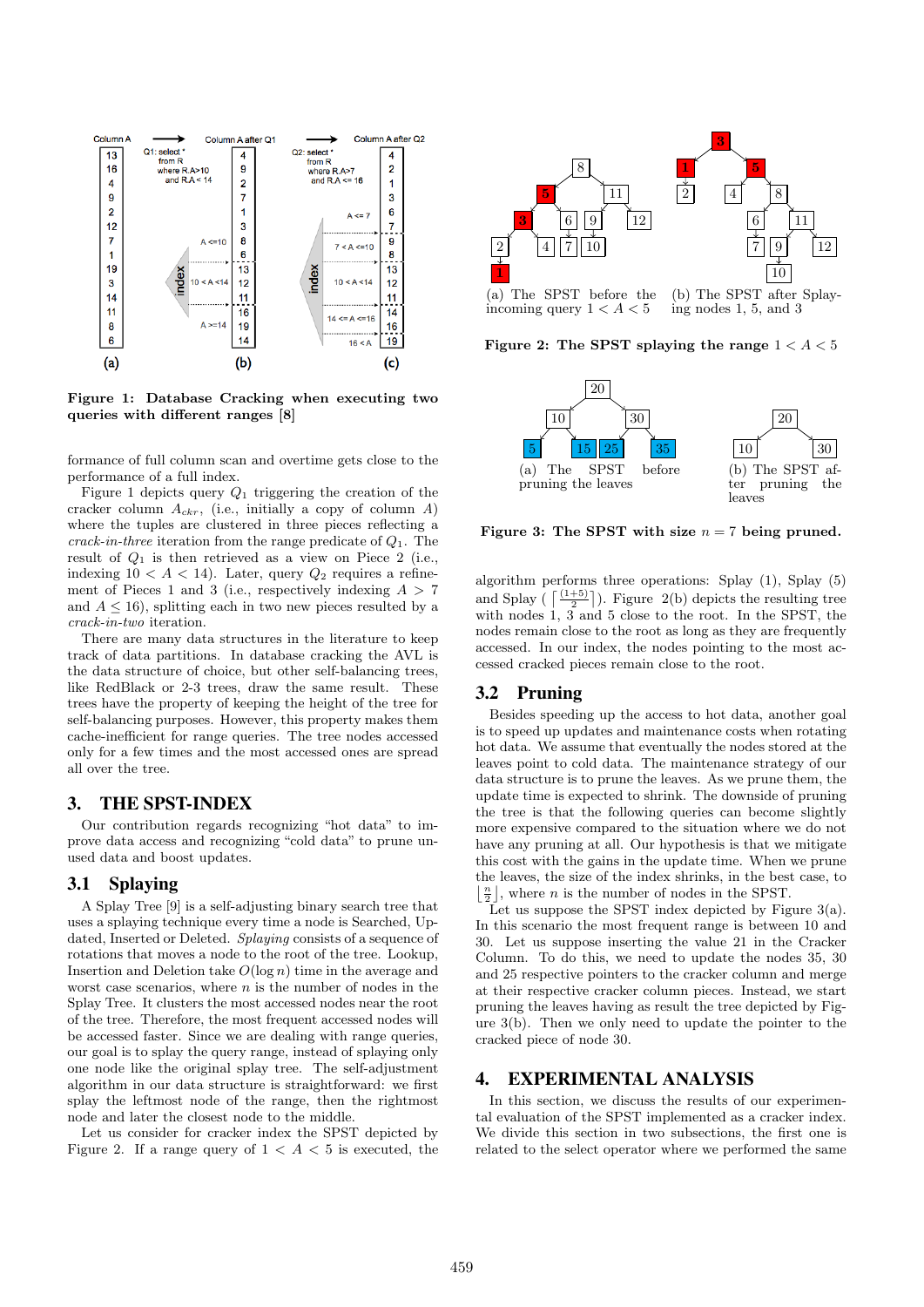Figure 1: Database Cracking when executing two queries with different ranges [8]

Figure 2: The SPST splaying the range $1 < A < 5$

(a) The SPST before the incoming query $1 < A < 5$

(b) The SPST after Splaying nodes 1, 5, and 3

Figure 3: The SPST with size $n = 7$ being pruned.

(a) The SPST before pruning the leaves

(b) The SPST after pruning the leaves

formance of full column scan and overtime gets close to the performance of a full index.

Figure 1 depicts query $Q_1$ triggering the creation of the cracker column $A_{ckr}$, (i.e., initially a copy of column $A$) where the tuples are clustered in three pieces reflecting a *crack-in-three* iteration from the range predicate of $Q_1$. The result of $Q_1$ is then retrieved as a view on Piece 2 (i.e., indexing $10 < A < 14$). Later, query $Q_2$ requires a refinement of Pieces 1 and 3 (i.e., respectively indexing $A > 7$ and $A \leq 16$), splitting each in two new pieces resulted by a *crack-in-two* iteration.

There are many data structures in the literature to keep track of data partitions. In database cracking the AVL is the data structure of choice, but other self-balancing trees, like RedBlack or 2-3 trees, draw the same result. These trees have the property of keeping the height of the tree for self-balancing purposes. However, this property makes them cache-inefficient for range queries. The tree nodes accessed only for a few times and the most accessed ones are spread all over the tree.

## 3. THE SPST-INDEX

Our contribution regards recognizing "hot data" to improve data access and recognizing "cold data" to prune unused data and boost updates.

### 3.1 Splaying

A Splay Tree [9] is a self-adjusting binary search tree that uses a splaying technique every time a node is Searched, Updated, Inserted or Deleted. *Splaying* consists of a sequence of rotations that moves a node to the root of the tree. Lookup, Insertion and Deletion take $O(\log n)$ time in the average and worst case scenarios, where $n$ is the number of nodes in the Splay Tree. It clusters the most accessed nodes near the root of the tree. Therefore, the most frequent accessed nodes will be accessed faster. Since we are dealing with range queries, our goal is to splay the query range, instead of splaying only one node like the original splay tree. The self-adjustment algorithm in our data structure is straightforward: we first splay the leftmost node of the range, then the rightmost node and later the closest node to the middle.

Let us consider for cracker index the SPST depicted by Figure 2. If a range query of $1 < A < 5$ is executed, the algorithm performs three operations: Splay (1), Splay (5) and Splay ( $\lceil \frac{(1+5)}{2} \rceil$). Figure 2(b) depicts the resulting tree with nodes 1, 3 and 5 close to the root. In the SPST, the nodes remain close to the root as long as they are frequently accessed. In our index, the nodes pointing to the most accessed cracked pieces remain close to the root.

### 3.2 Pruning

Besides speeding up the access to hot data, another goal is to speed up updates and maintenance costs when rotating hot data. We assume that eventually the nodes stored at the leaves point to cold data. The maintenance strategy of our data structure is to prune the leaves. As we prune them, the update time is expected to shrink. The downside of pruning the tree is that the following queries can become slightly more expensive compared to the situation where we do not have any pruning at all. Our hypothesis is that we mitigate this cost with the gains in the update time. When we prune the leaves, the size of the index shrinks, in the best case, to $\lfloor \frac{n}{2} \rfloor$, where $n$ is the number of nodes in the SPST.

Let us suppose the SPST index depicted by Figure 3(a). In this scenario the most frequent range is between 10 and 30. Let us suppose inserting the value 21 in the Cracker Column. To do this, we need to update the nodes 35, 30 and 25 respective pointers to the cracker column and merge at their respective cracker column pieces. Instead, we start pruning the leaves having as result the tree depicted by Figure 3(b). Then we only need to update the pointer to the cracked piece of node 30.

## 4. EXPERIMENTAL ANALYSIS

In this section, we discuss the results of our experimental evaluation of the SPST implemented as a cracker index. We divide this section in two subsections, the first one is related to the select operator where we performed the same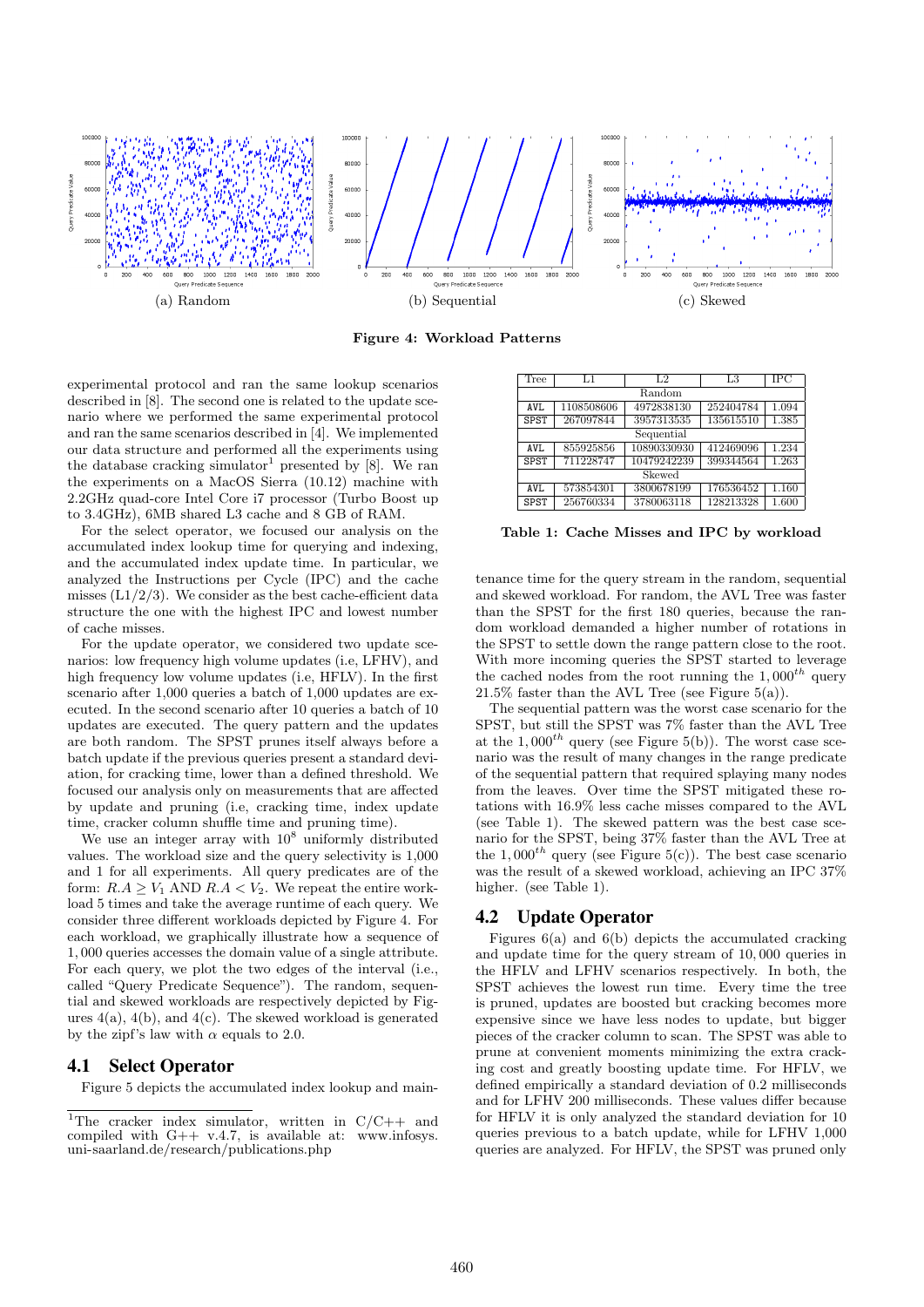(a) Random

(b) Sequential

(c) Skewed

**Figure 4: Workload Patterns**

experimental protocol and ran the same lookup scenarios described in [8]. The second one is related to the update scenario where we performed the same experimental protocol and ran the same scenarios described in [4]. We implemented our data structure and performed all the experiments using the database cracking simulator[1] presented by [8]. We ran the experiments on a MacOS Sierra (10.12) machine with 2.2GHz quad-core Intel Core i7 processor (Turbo Boost up to 3.4GHz), 6MB shared L3 cache and 8 GB of RAM.

For the select operator, we focused our analysis on the accumulated index lookup time for querying and indexing, and the accumulated index update time. In particular, we analyzed the Instructions per Cycle (IPC) and the cache misses (L1/2/3). We consider as the best cache-efficient data structure the one with the highest IPC and lowest number of cache misses.

For the update operator, we considered two update scenarios: low frequency high volume updates (i.e, LFHV), and high frequency low volume updates (i.e, HFLV). In the first scenario after 1,000 queries a batch of 1,000 updates are executed. In the second scenario after 10 queries a batch of 10 updates are executed. The query pattern and the updates are both random. The SPST prunes itself always before a batch update if the previous queries present a standard deviation, for cracking time, lower than a defined threshold. We focused our analysis only on measurements that are affected by update and pruning (i.e, cracking time, index update time, cracker column shuffle time and pruning time).

We use an integer array with $10^8$ uniformly distributed values. The workload size and the query selectivity is 1,000 and 1 for all experiments. All query predicates are of the form: $R.A \geq V_1$ AND $R.A < V_2$. We repeat the entire workload 5 times and take the average runtime of each query. We consider three different workloads depicted by Figure 4. For each workload, we graphically illustrate how a sequence of 1,000 queries accesses the domain value of a single attribute. For each query, we plot the two edges of the interval (i.e., called "Query Predicate Sequence"). The random, sequential and skewed workloads are respectively depicted by Figures 4(a), 4(b), and 4(c). The skewed workload is generated by the zipf's law with $\alpha$ equals to 2.0.

## 4.1 Select Operator

Figure 5 depicts the accumulated index lookup and maintenance time for the query stream in the random, sequential and skewed workload. For random, the AVL Tree was faster than the SPST for the first 180 queries, because the random workload demanded a higher number of rotations in the SPST to settle down the range pattern close to the root. With more incoming queries the SPST started to leverage the cached nodes from the root running the $1,000^{th}$ query 21.5% faster than the AVL Tree (see Figure 5(a)).

The sequential pattern was the worst case scenario for the SPST, but still the SPST was 7% faster than the AVL Tree at the $1,000^{th}$ query (see Figure 5(b)). The worst case scenario was the result of many changes in the range predicate of the sequential pattern that required splaying many nodes from the leaves. Over time the SPST mitigated these rotations with 16.9% less cache misses compared to the AVL (see Table 1). The skewed pattern was the best case scenario for the SPST, being 37% faster than the AVL Tree at the $1,000^{th}$ query (see Figure 5(c)). The best case scenario was the result of a skewed workload, achieving an IPC 37% higher. (see Table 1).

| Tree | L1 | L2 | L3 | IPC |
|---|---|---|---|---|
| Random | | | | |
| AVL | 1108508606 | 4972838130 | 252404784 | 1.094 |
| SPST | 267097844 | 3957313535 | 135615510 | 1.385 |
| Sequential | | | | |
| AVL | 855925856 | 10890330930 | 412469096 | 1.234 |
| SPST | 711228747 | 10479242239 | 399344564 | 1.263 |
| Skewed | | | | |
| AVL | 573854301 | 3800678199 | 176536452 | 1.160 |
| SPST | 256760334 | 3780063118 | 128213328 | 1.600 |

**Table 1: Cache Misses and IPC by workload**

## 4.2 Update Operator

Figures 6(a) and 6(b) depicts the accumulated cracking and update time for the query stream of 10,000 queries in the HFLV and LFHV scenarios respectively. In both, the SPST achieves the lowest run time. Every time the tree is pruned, updates are boosted but cracking becomes more expensive since we have less nodes to update, but bigger pieces of the cracker column to scan. The SPST was able to prune at convenient moments minimizing the extra cracking cost and greatly boosting update time. For HFLV, we defined empirically a standard deviation of 0.2 milliseconds and for LFHV 200 milliseconds. These values differ because for HFLV it is only analyzed the standard deviation for 10 queries previous to a batch update, while for LFHV 1,000 queries are analyzed. For HFLV, the SPST was pruned only

[1]The cracker index simulator, written in C/C++ and compiled with G++ v.4.7, is available at: www.infosys.uni-saarland.de/research/publications.php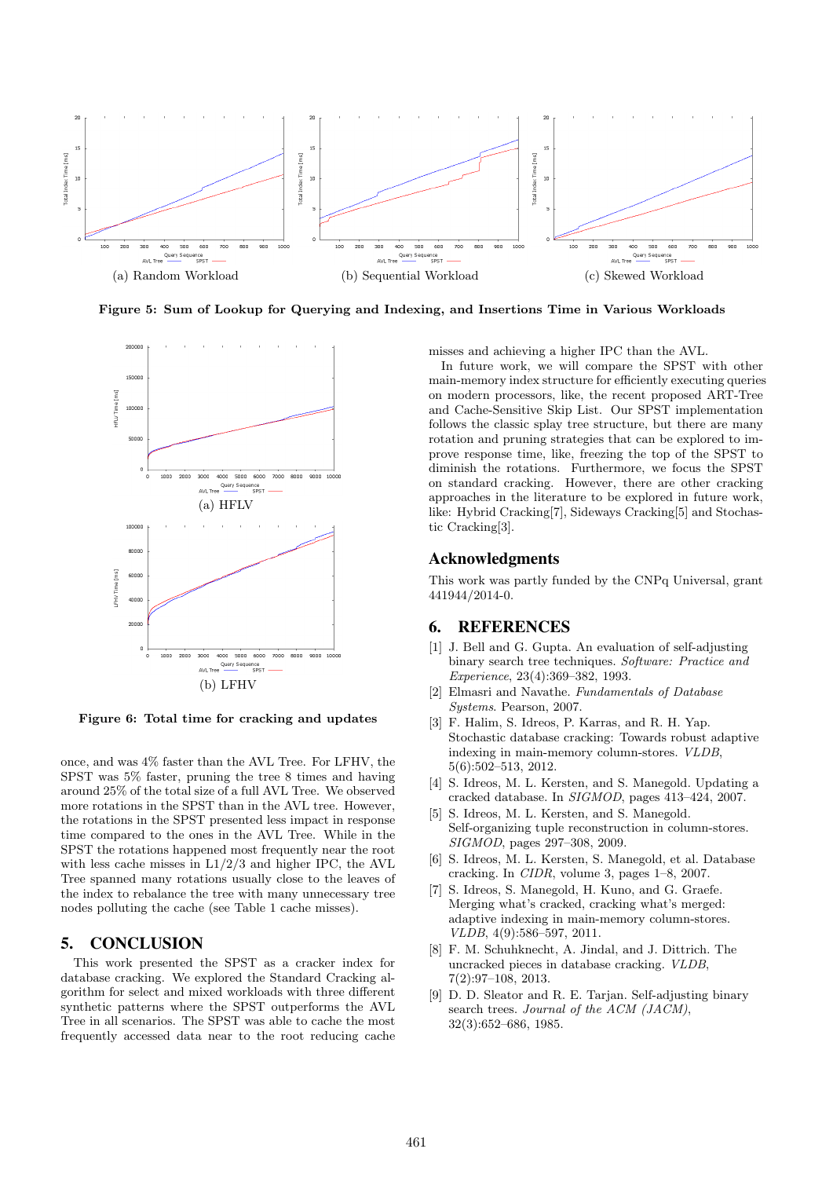Total Index Time [ms]

20

15

10

5

0

100 200 300 400 500 600 700 800 900 1000

Query Sequence

AVL Tree SPST

(a) Random Workload

Total Index Time [ms]

20

15

10

5

0

100 200 300 400 500 600 700 800 900 1000

Query Sequence

AVL Tree SPST

(b) Sequential Workload

Total Index Time [ms]

20

15

10

5

0

100 200 300 400 500 600 700 800 900 1000

Query Sequence

AVL Tree SPST

(c) Skewed Workload

**Figure 5: Sum of Lookup for Querying and Indexing, and Insertions Time in Various Workloads**

HFLV Time [ms]

200000

150000

100000

50000

0

0 1000 2000 3000 4000 5000 6000 7000 8000 9000 10000

Query Sequence

AVL Tree SPST

(a) HFLV

LFHV Time [ms]

100000

80000

60000

40000

20000

0

0 1000 2000 3000 4000 5000 6000 7000 8000 9000 10000

Query Sequence

AVL Tree SPST

(b) LFHV

**Figure 6: Total time for cracking and updates**

once, and was 4% faster than the AVL Tree. For LFHV, the SPST was 5% faster, pruning the tree 8 times and having around 25% of the total size of a full AVL Tree. We observed more rotations in the SPST than in the AVL tree. However, the rotations in the SPST presented less impact in response time compared to the ones in the AVL Tree. While in the SPST the rotations happened most frequently near the root with less cache misses in L1/2/3 and higher IPC, the AVL Tree spanned many rotations usually close to the leaves of the index to rebalance the tree with many unnecessary tree nodes polluting the cache (see Table 1 cache misses).

## 5. CONCLUSION

This work presented the SPST as a cracker index for database cracking. We explored the Standard Cracking algorithm for select and mixed workloads with three different synthetic patterns where the SPST outperforms the AVL Tree in all scenarios. The SPST was able to cache the most frequently accessed data near to the root reducing cache misses and achieving a higher IPC than the AVL.

In future work, we will compare the SPST with other main-memory index structure for efficiently executing queries on modern processors, like, the recent proposed ART-Tree and Cache-Sensitive Skip List. Our SPST implementation follows the classic splay tree structure, but there are many rotation and pruning strategies that can be explored to improve response time, like, freezing the top of the SPST to diminish the rotations. Furthermore, we focus the SPST on standard cracking. However, there are other cracking approaches in the literature to be explored in future work, like: Hybrid Cracking[7], Sideways Cracking[5] and Stochastic Cracking[3].

## Acknowledgments

This work was partly funded by the CNPq Universal, grant 441944/2014-0.

## 6. REFERENCES

[1] J. Bell and G. Gupta. An evaluation of self-adjusting binary search tree techniques. *Software: Practice and Experience*, 23(4):369–382, 1993.

[2] Elmasri and Navathe. *Fundamentals of Database Systems*. Pearson, 2007.

[3] F. Halim, S. Idreos, P. Karras, and R. H. Yap. Stochastic database cracking: Towards robust adaptive indexing in main-memory column-stores. *VLDB*, 5(6):502–513, 2012.

[4] S. Idreos, M. L. Kersten, and S. Manegold. Updating a cracked database. In *SIGMOD*, pages 413–424, 2007.

[5] S. Idreos, M. L. Kersten, and S. Manegold. Self-organizing tuple reconstruction in column-stores. *SIGMOD*, pages 297–308, 2009.

[6] S. Idreos, M. L. Kersten, S. Manegold, et al. Database cracking. In *CIDR*, volume 3, pages 1–8, 2007.

[7] S. Idreos, S. Manegold, H. Kuno, and G. Graefe. Merging what's cracked, cracking what's merged: adaptive indexing in main-memory column-stores. *VLDB*, 4(9):586–597, 2011.

[8] F. M. Schuhknecht, A. Jindal, and J. Dittrich. The uncracked pieces in database cracking. *VLDB*, 7(2):97–108, 2013.

[9] D. D. Sleator and R. E. Tarjan. Self-adjusting binary search trees. *Journal of the ACM (JACM)*, 32(3):652–686, 1985.